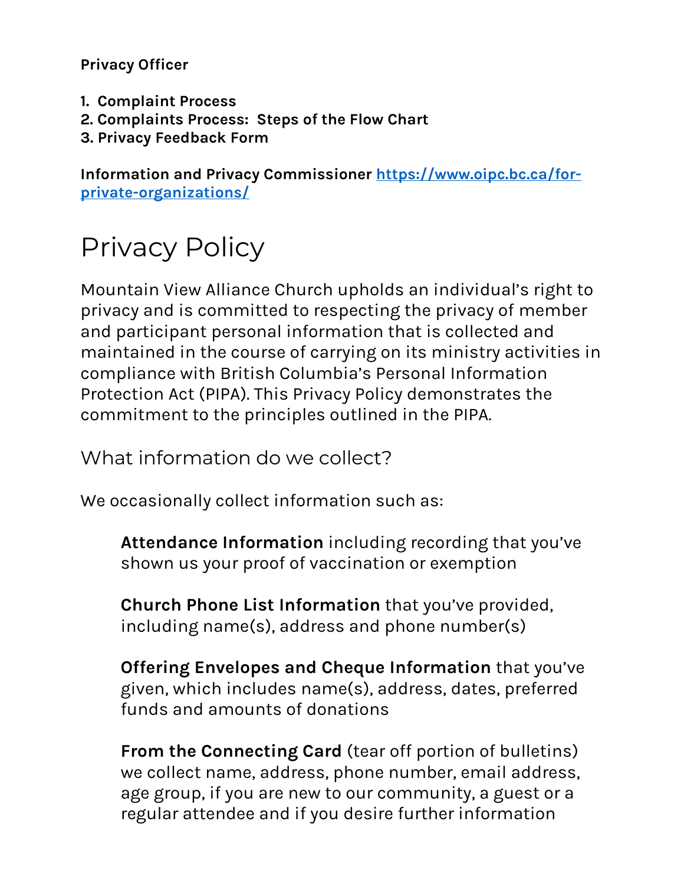**Privacy Officer**

1. **Complaint Process**
2. **Complaints Process: Steps of the Flow Chart**
3. **Privacy Feedback Form**

**Information and Privacy Commissioner [https://www.oipc.bc.ca/for-private-organizations/](https://www.oipc.bc.ca/for-private-organizations/)**

# Privacy Policy

Mountain View Alliance Church upholds an individual's right to privacy and is committed to respecting the privacy of member and participant personal information that is collected and maintained in the course of carrying on its ministry activities in compliance with British Columbia's Personal Information Protection Act (PIPA). This Privacy Policy demonstrates the commitment to the principles outlined in the PIPA.

## What information do we collect?

We occasionally collect information such as:

> **Attendance Information** including recording that you've shown us your proof of vaccination or exemption
>
> **Church Phone List Information** that you've provided, including name(s), address and phone number(s)
>
> **Offering Envelopes and Cheque Information** that you've given, which includes name(s), address, dates, preferred funds and amounts of donations
>
> **From the Connecting Card** (tear off portion of bulletins) we collect name, address, phone number, email address, age group, if you are new to our community, a guest or a regular attendee and if you desire further information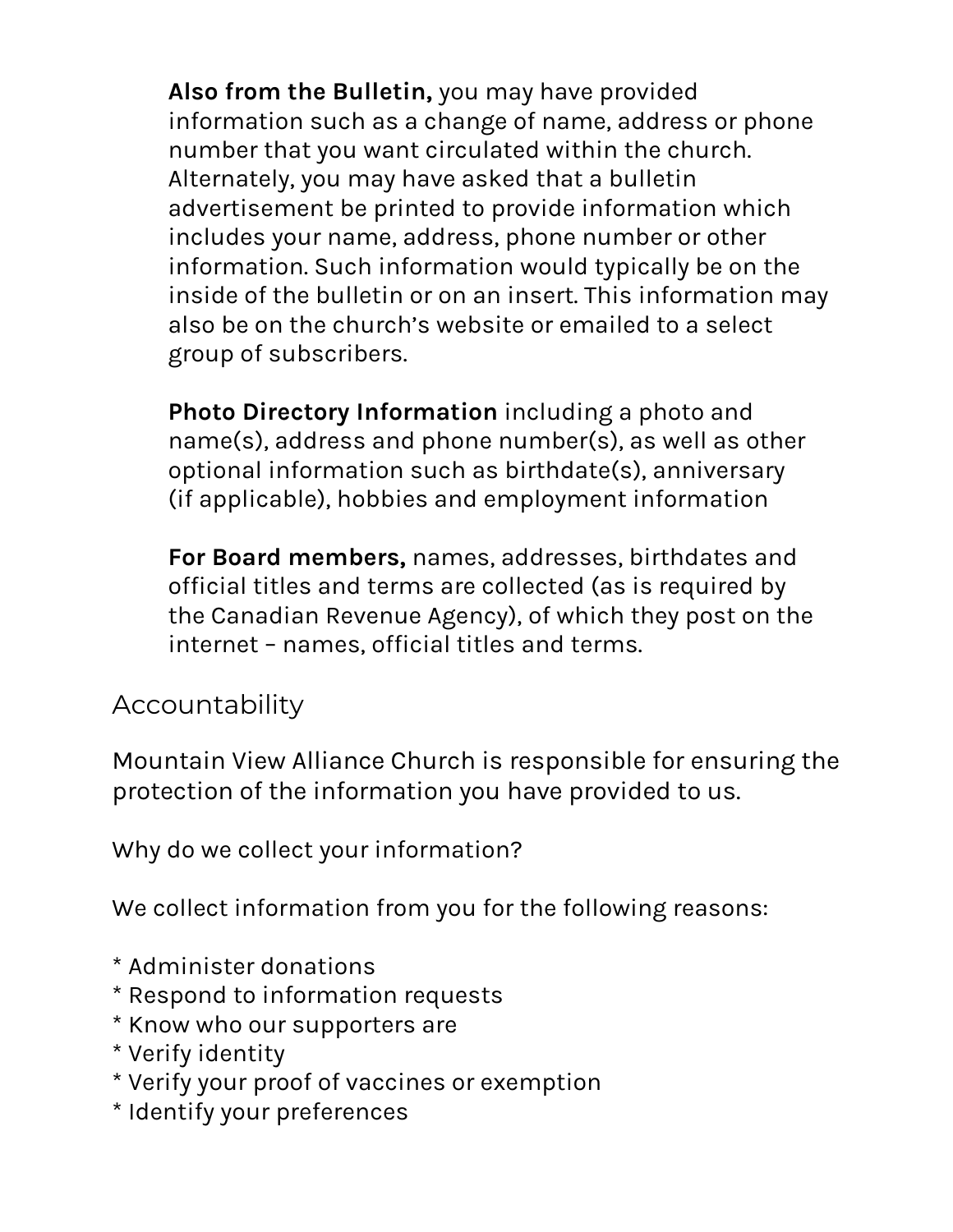**Also from the Bulletin,** you may have provided information such as a change of name, address or phone number that you want circulated within the church. Alternately, you may have asked that a bulletin advertisement be printed to provide information which includes your name, address, phone number or other information. Such information would typically be on the inside of the bulletin or on an insert. This information may also be on the church's website or emailed to a select group of subscribers.

**Photo Directory Information** including a photo and name(s), address and phone number(s), as well as other optional information such as birthdate(s), anniversary (if applicable), hobbies and employment information

**For Board members,** names, addresses, birthdates and official titles and terms are collected (as is required by the Canadian Revenue Agency), of which they post on the internet – names, official titles and terms.

## Accountability

Mountain View Alliance Church is responsible for ensuring the protection of the information you have provided to us.

Why do we collect your information?

We collect information from you for the following reasons:

* Administer donations
* Respond to information requests
* Know who our supporters are
* Verify identity
* Verify your proof of vaccines or exemption
* Identify your preferences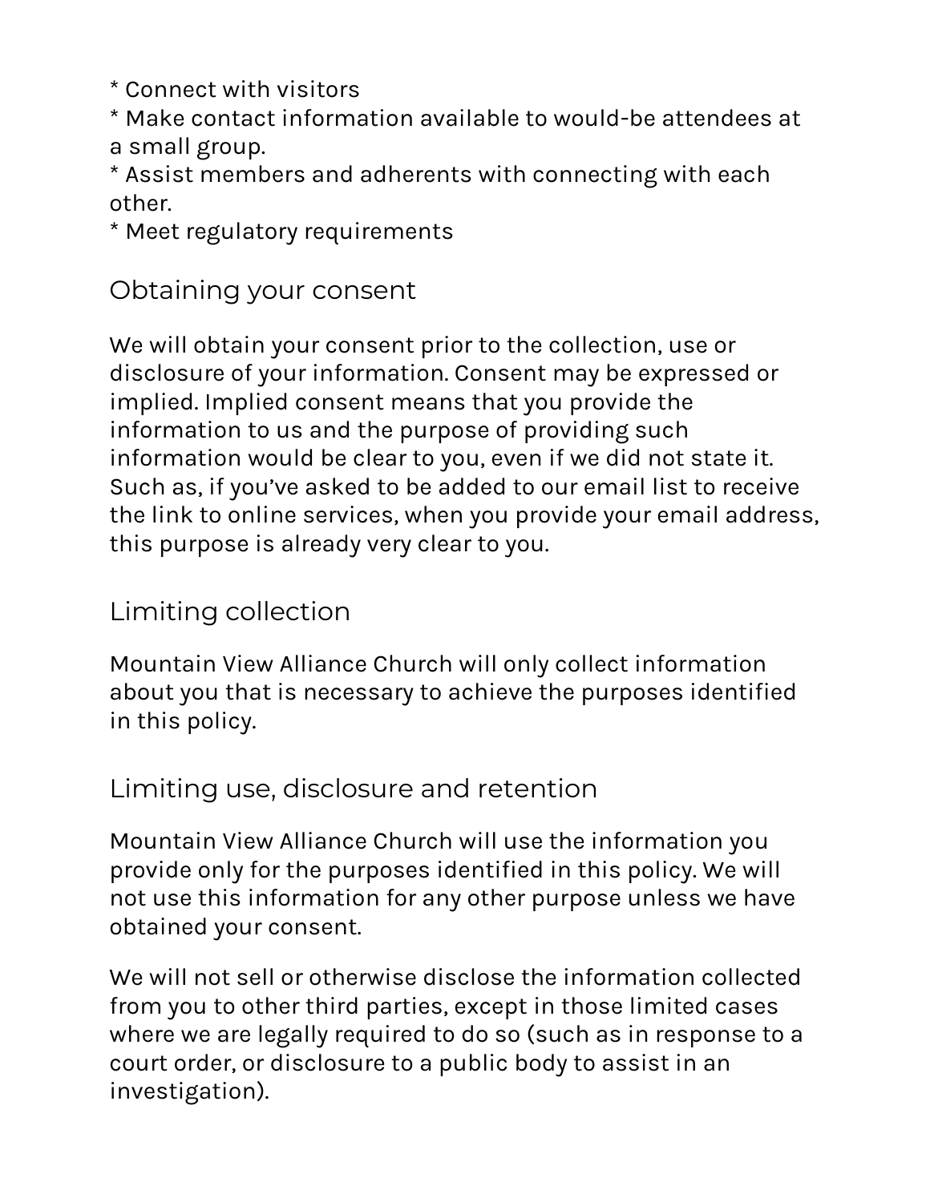* Connect with visitors
* Make contact information available to would-be attendees at a small group.
* Assist members and adherents with connecting with each other.
* Meet regulatory requirements

## Obtaining your consent

We will obtain your consent prior to the collection, use or disclosure of your information. Consent may be expressed or implied. Implied consent means that you provide the information to us and the purpose of providing such information would be clear to you, even if we did not state it. Such as, if you've asked to be added to our email list to receive the link to online services, when you provide your email address, this purpose is already very clear to you.

## Limiting collection

Mountain View Alliance Church will only collect information about you that is necessary to achieve the purposes identified in this policy.

## Limiting use, disclosure and retention

Mountain View Alliance Church will use the information you provide only for the purposes identified in this policy. We will not use this information for any other purpose unless we have obtained your consent.

We will not sell or otherwise disclose the information collected from you to other third parties, except in those limited cases where we are legally required to do so (such as in response to a court order, or disclosure to a public body to assist in an investigation).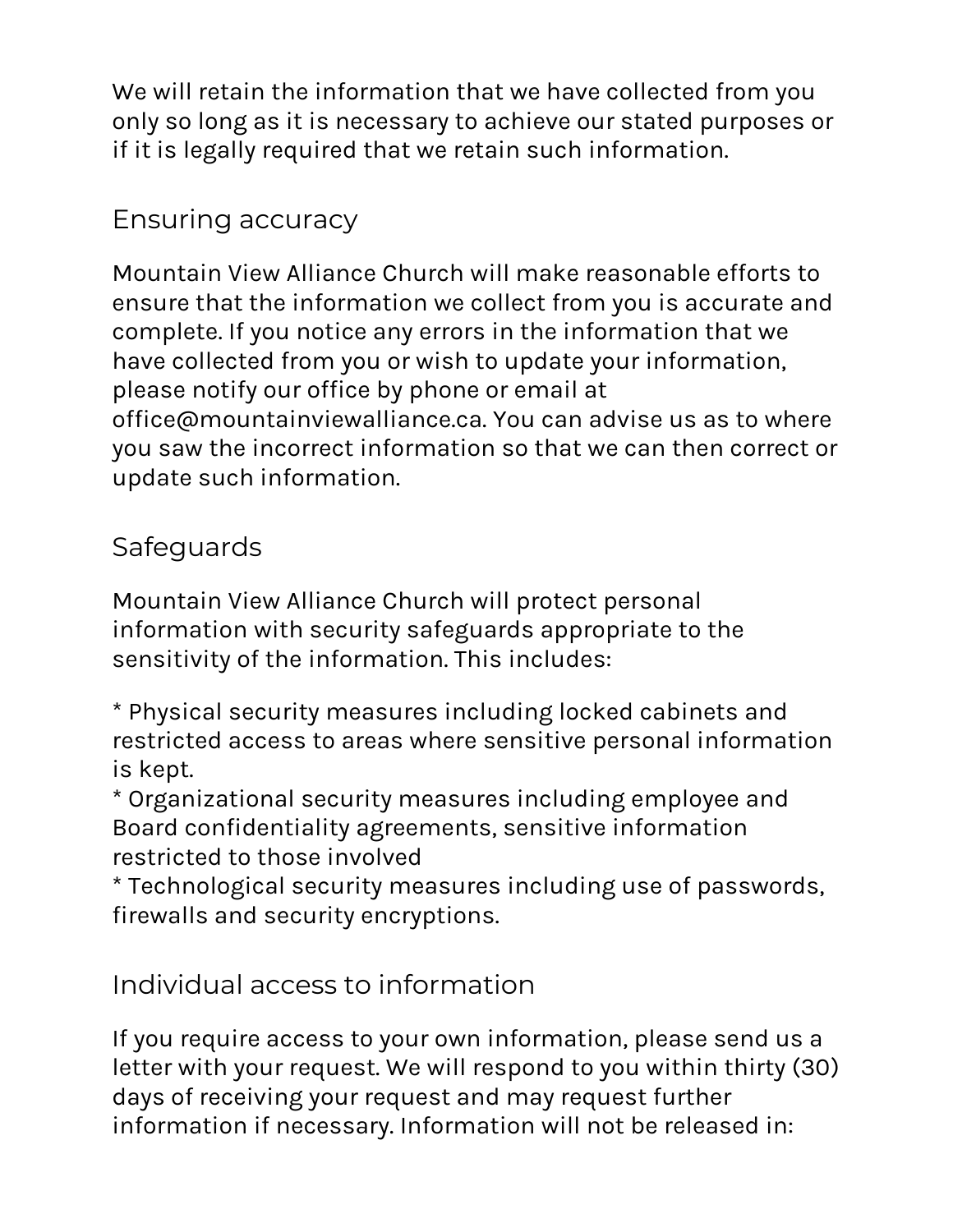We will retain the information that we have collected from you only so long as it is necessary to achieve our stated purposes or if it is legally required that we retain such information.

## Ensuring accuracy

Mountain View Alliance Church will make reasonable efforts to ensure that the information we collect from you is accurate and complete. If you notice any errors in the information that we have collected from you or wish to update your information, please notify our office by phone or email at office@mountainviewalliance.ca. You can advise us as to where you saw the incorrect information so that we can then correct or update such information.

## Safeguards

Mountain View Alliance Church will protect personal information with security safeguards appropriate to the sensitivity of the information. This includes:

* Physical security measures including locked cabinets and restricted access to areas where sensitive personal information is kept.
* Organizational security measures including employee and Board confidentiality agreements, sensitive information restricted to those involved
* Technological security measures including use of passwords, firewalls and security encryptions.

## Individual access to information

If you require access to your own information, please send us a letter with your request. We will respond to you within thirty (30) days of receiving your request and may request further information if necessary. Information will not be released in: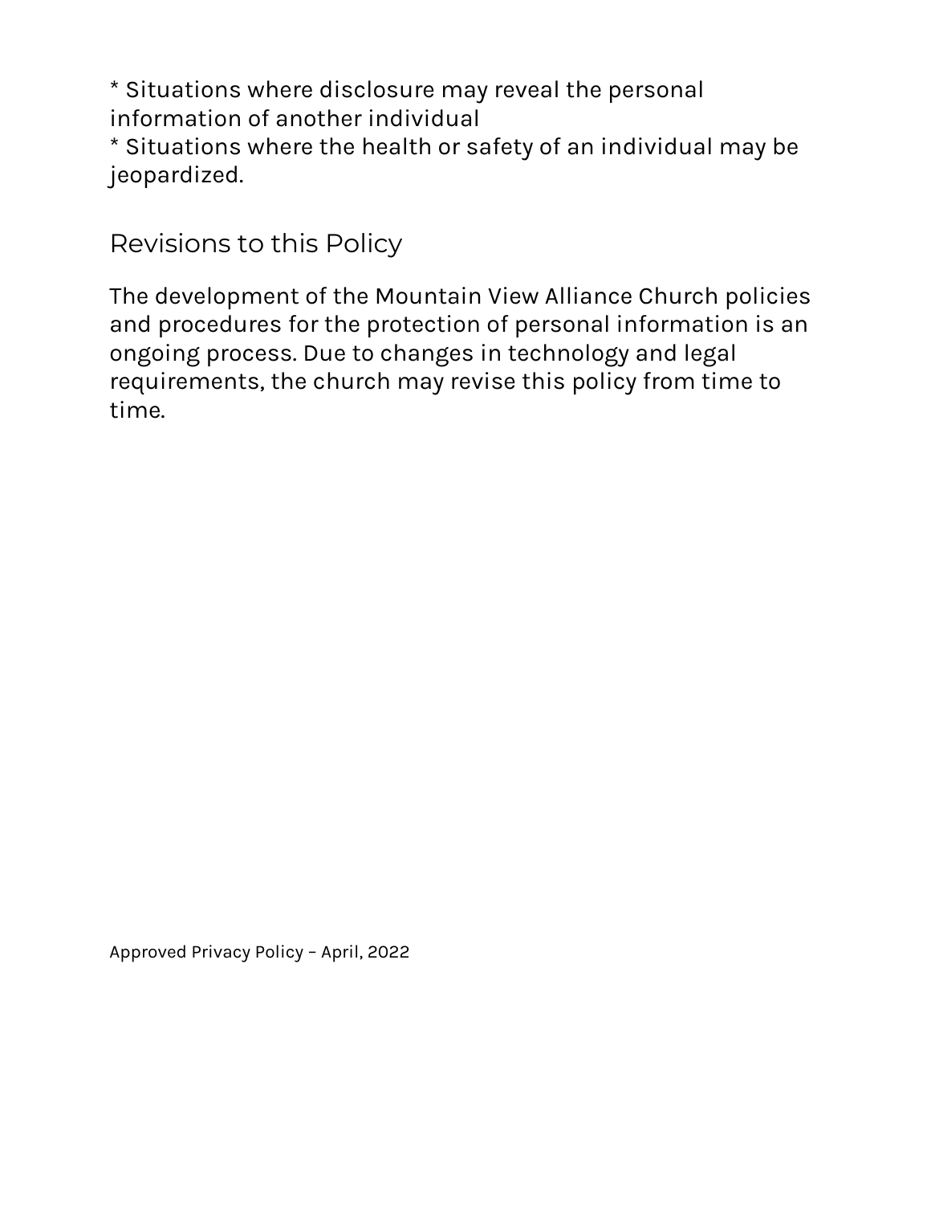* Situations where disclosure may reveal the personal information of another individual
* Situations where the health or safety of an individual may be jeopardized.

## Revisions to this Policy

The development of the Mountain View Alliance Church policies and procedures for the protection of personal information is an ongoing process. Due to changes in technology and legal requirements, the church may revise this policy from time to time.

Approved Privacy Policy – April, 2022